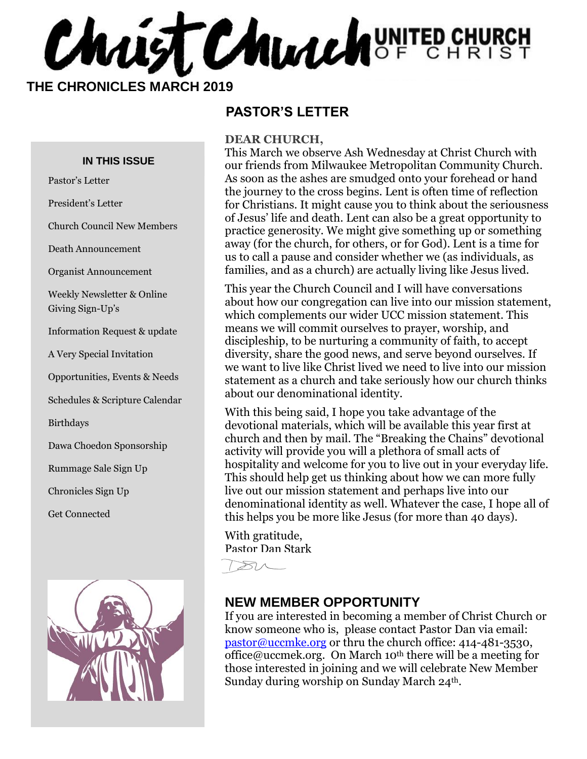# Christ Church UNITED CHURCH OF CHRIST

**THE CHRONICLES MARCH 2019**

## IN THIS ISSUE

- Pastor's Letter
- President's Letter
- Church Council New Members
- Death Announcement
- Organist Announcement
- Weekly Newsletter & Online Giving Sign-Up's
- Information Request & update
- A Very Special Invitation
- Opportunities, Events & Needs
- Schedules & Scripture Calendar
- Birthdays
- Dawa Choedon Sponsorship
- Rummage Sale Sign Up
- Chronicles Sign Up
- Get Connected

## PASTOR'S LETTER

**DEAR CHURCH,**

This March we observe Ash Wednesday at Christ Church with our friends from Milwaukee Metropolitan Community Church. As soon as the ashes are smudged onto your forehead or hand the journey to the cross begins. Lent is often time of reflection for Christians. It might cause you to think about the seriousness of Jesus' life and death. Lent can also be a great opportunity to practice generosity. We might give something up or something away (for the church, for others, or for God). Lent is a time for us to call a pause and consider whether we (as individuals, as families, and as a church) are actually living like Jesus lived.

This year the Church Council and I will have conversations about how our congregation can live into our mission statement, which complements our wider UCC mission statement. This means we will commit ourselves to prayer, worship, and discipleship, to be nurturing a community of faith, to accept diversity, share the good news, and serve beyond ourselves. If we want to live like Christ lived we need to live into our mission statement as a church and take seriously how our church thinks about our denominational identity.

With this being said, I hope you take advantage of the devotional materials, which will be available this year first at church and then by mail. The "Breaking the Chains" devotional activity will provide you will a plethora of small acts of hospitality and welcome for you to live out in your everyday life. This should help get us thinking about how we can more fully live out our mission statement and perhaps live into our denominational identity as well. Whatever the case, I hope all of this helps you be more like Jesus (for more than 40 days).

With gratitude,
Pastor Dan Stark

## NEW MEMBER OPPORTUNITY

If you are interested in becoming a member of Christ Church or know someone who is, please contact Pastor Dan via email: pastor@uccmke.org or thru the church office: 414-481-3530, office@uccmek.org. On March 10th there will be a meeting for those interested in joining and we will celebrate New Member Sunday during worship on Sunday March 24th.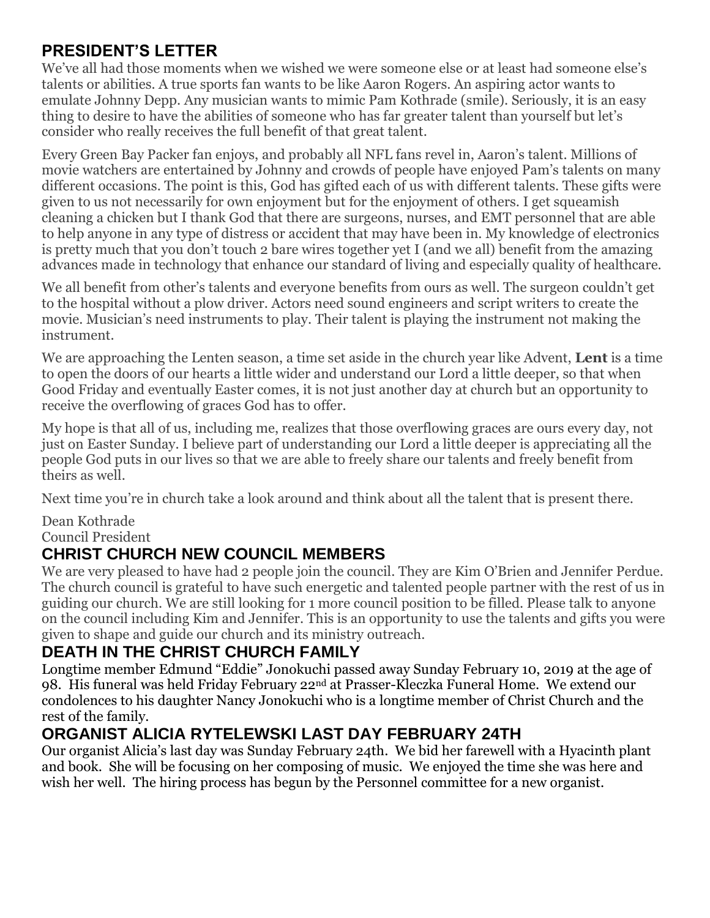## PRESIDENT'S LETTER

We've all had those moments when we wished we were someone else or at least had someone else's talents or abilities. A true sports fan wants to be like Aaron Rogers. An aspiring actor wants to emulate Johnny Depp. Any musician wants to mimic Pam Kothrade (smile). Seriously, it is an easy thing to desire to have the abilities of someone who has far greater talent than yourself but let's consider who really receives the full benefit of that great talent.

Every Green Bay Packer fan enjoys, and probably all NFL fans revel in, Aaron's talent. Millions of movie watchers are entertained by Johnny and crowds of people have enjoyed Pam's talents on many different occasions. The point is this, God has gifted each of us with different talents. These gifts were given to us not necessarily for own enjoyment but for the enjoyment of others. I get squeamish cleaning a chicken but I thank God that there are surgeons, nurses, and EMT personnel that are able to help anyone in any type of distress or accident that may have been in. My knowledge of electronics is pretty much that you don't touch 2 bare wires together yet I (and we all) benefit from the amazing advances made in technology that enhance our standard of living and especially quality of healthcare.

We all benefit from other's talents and everyone benefits from ours as well. The surgeon couldn't get to the hospital without a plow driver. Actors need sound engineers and script writers to create the movie. Musician's need instruments to play. Their talent is playing the instrument not making the instrument.

We are approaching the Lenten season, a time set aside in the church year like Advent, **Lent** is a time to open the doors of our hearts a little wider and understand our Lord a little deeper, so that when Good Friday and eventually Easter comes, it is not just another day at church but an opportunity to receive the overflowing of graces God has to offer.

My hope is that all of us, including me, realizes that those overflowing graces are ours every day, not just on Easter Sunday. I believe part of understanding our Lord a little deeper is appreciating all the people God puts in our lives so that we are able to freely share our talents and freely benefit from theirs as well.

Next time you're in church take a look around and think about all the talent that is present there.

Dean Kothrade
Council President

## CHRIST CHURCH NEW COUNCIL MEMBERS

We are very pleased to have had 2 people join the council. They are Kim O'Brien and Jennifer Perdue. The church council is grateful to have such energetic and talented people partner with the rest of us in guiding our church. We are still looking for 1 more council position to be filled. Please talk to anyone on the council including Kim and Jennifer. This is an opportunity to use the talents and gifts you were given to shape and guide our church and its ministry outreach.

## DEATH IN THE CHRIST CHURCH FAMILY

Longtime member Edmund "Eddie" Jonokuchi passed away Sunday February 10, 2019 at the age of 98. His funeral was held Friday February 22nd at Prasser-Kleczka Funeral Home. We extend our condolences to his daughter Nancy Jonokuchi who is a longtime member of Christ Church and the rest of the family.

## ORGANIST ALICIA RYTELEWSKI LAST DAY FEBRUARY 24TH

Our organist Alicia's last day was Sunday February 24th. We bid her farewell with a Hyacinth plant and book. She will be focusing on her composing of music. We enjoyed the time she was here and wish her well. The hiring process has begun by the Personnel committee for a new organist.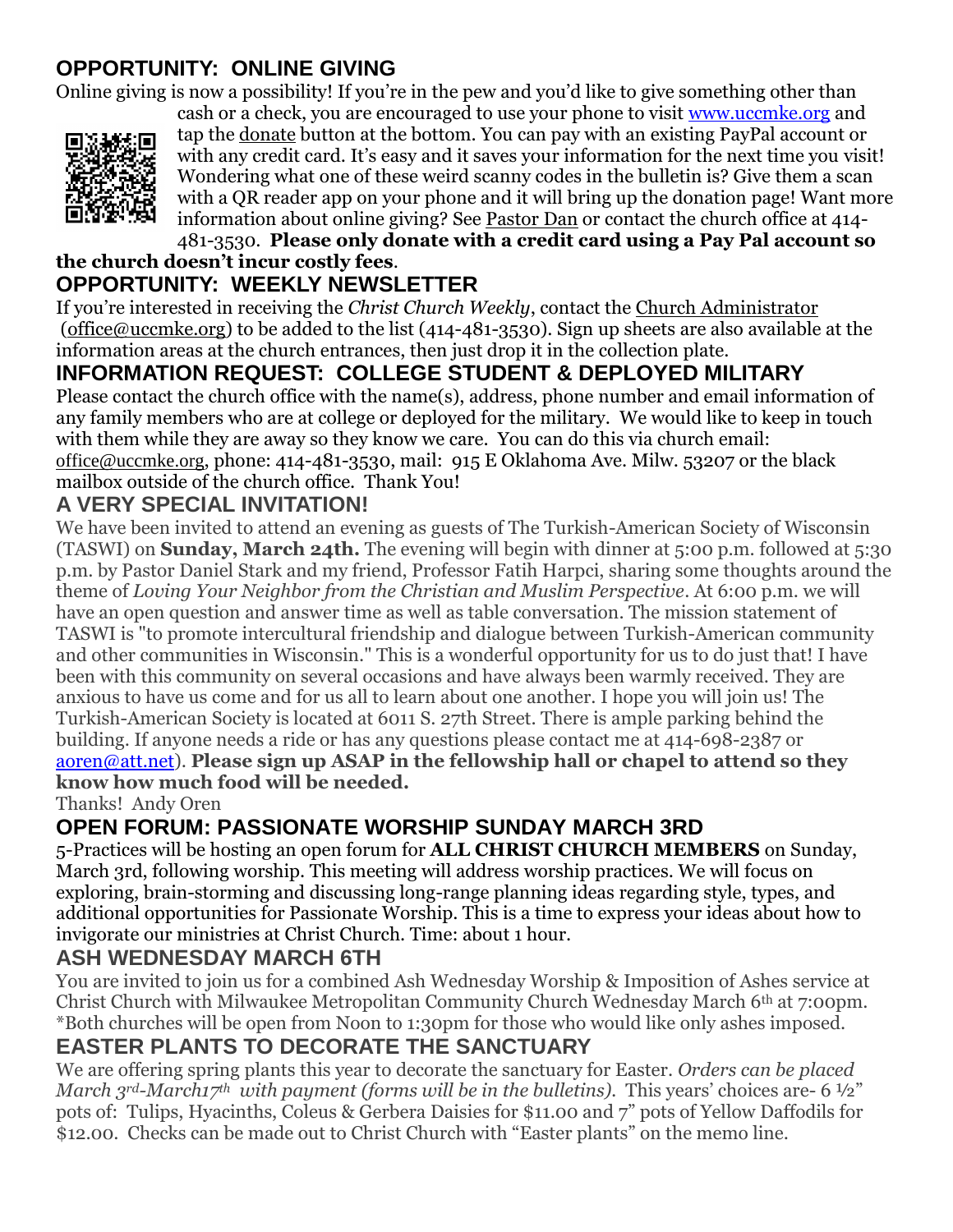## OPPORTUNITY: ONLINE GIVING

Online giving is now a possibility! If you're in the pew and you'd like to give something other than cash or a check, you are encouraged to use your phone to visit www.uccmke.org and tap the donate button at the bottom. You can pay with an existing PayPal account or with any credit card. It's easy and it saves your information for the next time you visit! Wondering what one of these weird scanny codes in the bulletin is? Give them a scan with a QR reader app on your phone and it will bring up the donation page! Want more information about online giving? See Pastor Dan or contact the church office at 414-481-3530. **Please only donate with a credit card using a Pay Pal account so the church doesn't incur costly fees**.

## OPPORTUNITY: WEEKLY NEWSLETTER

If you're interested in receiving the *Christ Church Weekly*, contact the Church Administrator (office@uccmke.org) to be added to the list (414-481-3530). Sign up sheets are also available at the information areas at the church entrances, then just drop it in the collection plate.

## INFORMATION REQUEST: COLLEGE STUDENT & DEPLOYED MILITARY

Please contact the church office with the name(s), address, phone number and email information of any family members who are at college or deployed for the military. We would like to keep in touch with them while they are away so they know we care. You can do this via church email: office@uccmke.org, phone: 414-481-3530, mail: 915 E Oklahoma Ave. Milw. 53207 or the black mailbox outside of the church office. Thank You!

## A VERY SPECIAL INVITATION!

We have been invited to attend an evening as guests of The Turkish-American Society of Wisconsin (TASWI) on **Sunday, March 24th.** The evening will begin with dinner at 5:00 p.m. followed at 5:30 p.m. by Pastor Daniel Stark and my friend, Professor Fatih Harpci, sharing some thoughts around the theme of *Loving Your Neighbor from the Christian and Muslim Perspective*. At 6:00 p.m. we will have an open question and answer time as well as table conversation. The mission statement of TASWI is "to promote intercultural friendship and dialogue between Turkish-American community and other communities in Wisconsin." This is a wonderful opportunity for us to do just that! I have been with this community on several occasions and have always been warmly received. They are anxious to have us come and for us all to learn about one another. I hope you will join us! The Turkish-American Society is located at 6011 S. 27th Street. There is ample parking behind the building. If anyone needs a ride or has any questions please contact me at 414-698-2387 or aoren@att.net). **Please sign up ASAP in the fellowship hall or chapel to attend so they know how much food will be needed.**

Thanks! Andy Oren

## OPEN FORUM: PASSIONATE WORSHIP SUNDAY MARCH 3RD

5-Practices will be hosting an open forum for **ALL CHRIST CHURCH MEMBERS** on Sunday, March 3rd, following worship. This meeting will address worship practices. We will focus on exploring, brain-storming and discussing long-range planning ideas regarding style, types, and additional opportunities for Passionate Worship. This is a time to express your ideas about how to invigorate our ministries at Christ Church. Time: about 1 hour.

## ASH WEDNESDAY MARCH 6TH

You are invited to join us for a combined Ash Wednesday Worship & Imposition of Ashes service at Christ Church with Milwaukee Metropolitan Community Church Wednesday March 6th at 7:00pm. *Both churches will be open from Noon to 1:30pm for those who would like only ashes imposed.

## EASTER PLANTS TO DECORATE THE SANCTUARY

We are offering spring plants this year to decorate the sanctuary for Easter. *Orders can be placed March 3rd-March17th with payment (forms will be in the bulletins).* This years' choices are- 6 ½" pots of: Tulips, Hyacinths, Coleus & Gerbera Daisies for $11.00 and 7" pots of Yellow Daffodils for $12.00. Checks can be made out to Christ Church with "Easter plants" on the memo line.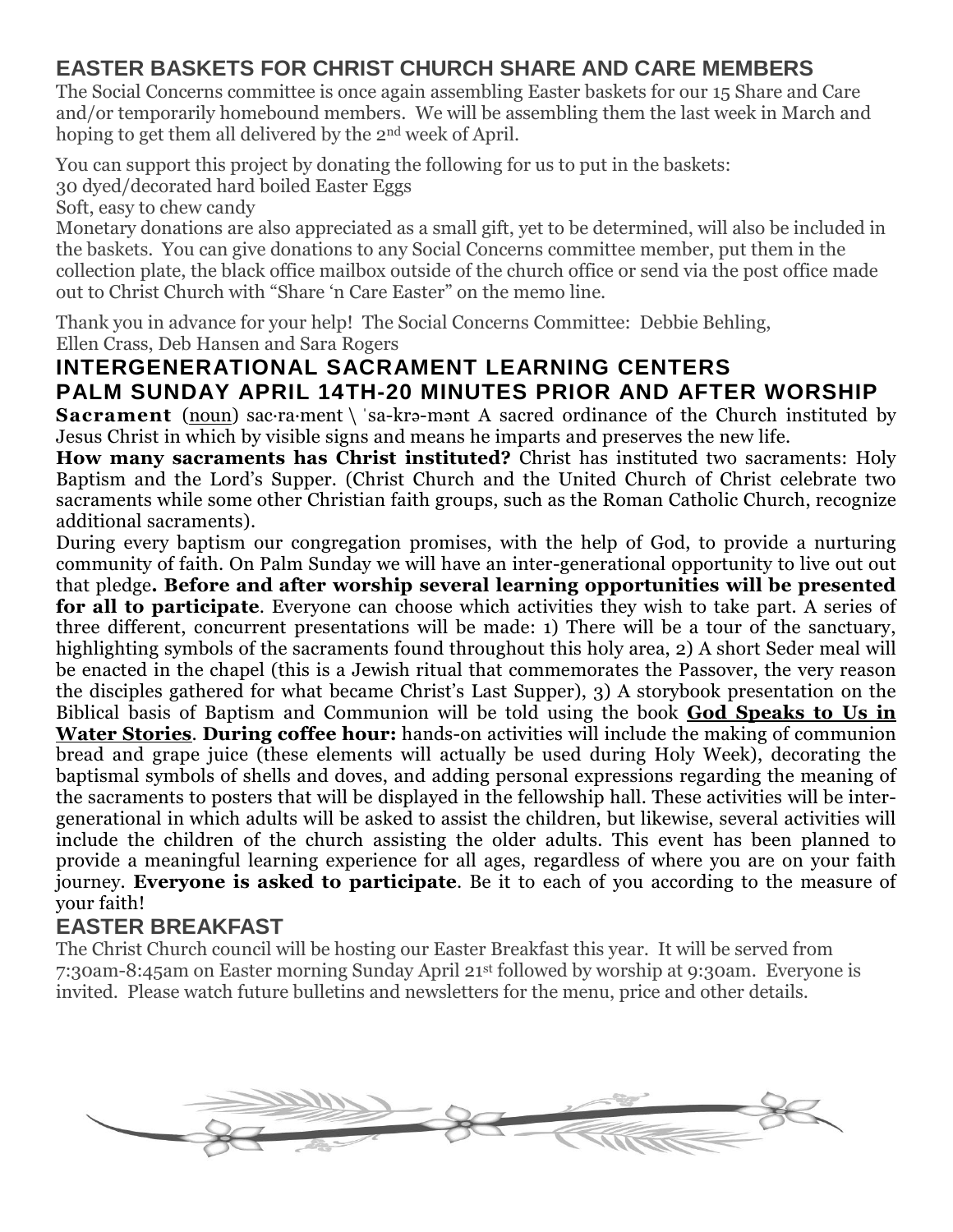## EASTER BASKETS FOR CHRIST CHURCH SHARE AND CARE MEMBERS

The Social Concerns committee is once again assembling Easter baskets for our 15 Share and Care and/or temporarily homebound members. We will be assembling them the last week in March and hoping to get them all delivered by the 2nd week of April.

You can support this project by donating the following for us to put in the baskets:
30 dyed/decorated hard boiled Easter Eggs
Soft, easy to chew candy
Monetary donations are also appreciated as a small gift, yet to be determined, will also be included in the baskets. You can give donations to any Social Concerns committee member, put them in the collection plate, the black office mailbox outside of the church office or send via the post office made out to Christ Church with "Share 'n Care Easter" on the memo line.

Thank you in advance for your help! The Social Concerns Committee: Debbie Behling, Ellen Crass, Deb Hansen and Sara Rogers

## INTERGENERATIONAL SACRAMENT LEARNING CENTERS
## PALM SUNDAY APRIL 14TH-20 MINUTES PRIOR AND AFTER WORSHIP

**Sacrament** (noun) sac·ra·ment \ ˈsa-krə-mənt A sacred ordinance of the Church instituted by Jesus Christ in which by visible signs and means he imparts and preserves the new life.

**How many sacraments has Christ instituted?** Christ has instituted two sacraments: Holy Baptism and the Lord's Supper. (Christ Church and the United Church of Christ celebrate two sacraments while some other Christian faith groups, such as the Roman Catholic Church, recognize additional sacraments).

During every baptism our congregation promises, with the help of God, to provide a nurturing community of faith. On Palm Sunday we will have an inter-generational opportunity to live out out that pledge**. Before and after worship several learning opportunities will be presented for all to participate**. Everyone can choose which activities they wish to take part. A series of three different, concurrent presentations will be made: 1) There will be a tour of the sanctuary, highlighting symbols of the sacraments found throughout this holy area, 2) A short Seder meal will be enacted in the chapel (this is a Jewish ritual that commemorates the Passover, the very reason the disciples gathered for what became Christ's Last Supper), 3) A storybook presentation on the Biblical basis of Baptism and Communion will be told using the book **God Speaks to Us in Water Stories**. **During coffee hour:** hands-on activities will include the making of communion bread and grape juice (these elements will actually be used during Holy Week), decorating the baptismal symbols of shells and doves, and adding personal expressions regarding the meaning of the sacraments to posters that will be displayed in the fellowship hall. These activities will be inter-generational in which adults will be asked to assist the children, but likewise, several activities will include the children of the church assisting the older adults. This event has been planned to provide a meaningful learning experience for all ages, regardless of where you are on your faith journey. **Everyone is asked to participate**. Be it to each of you according to the measure of your faith!

## EASTER BREAKFAST

The Christ Church council will be hosting our Easter Breakfast this year. It will be served from 7:30am-8:45am on Easter morning Sunday April 21st followed by worship at 9:30am. Everyone is invited. Please watch future bulletins and newsletters for the menu, price and other details.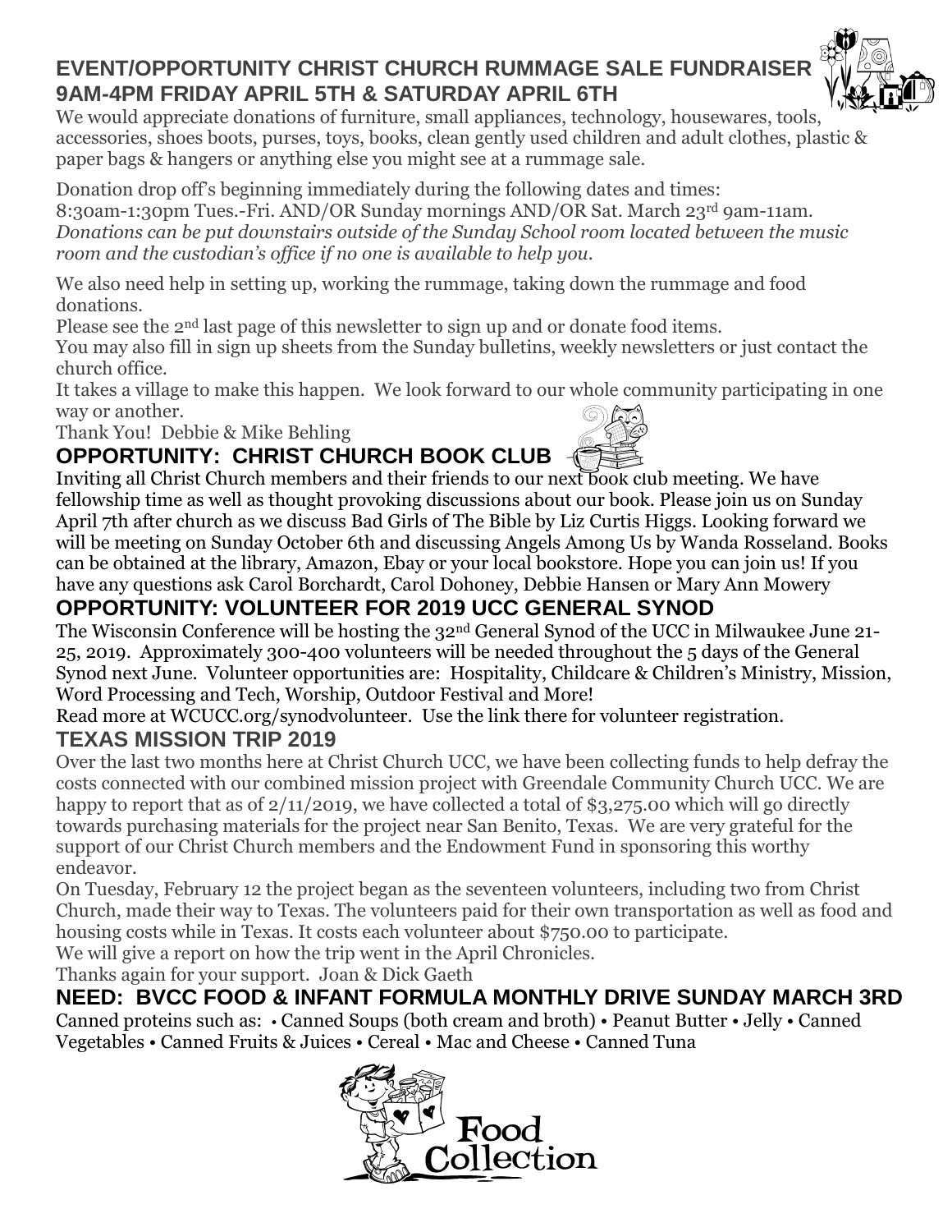## EVENT/OPPORTUNITY CHRIST CHURCH RUMMAGE SALE FUNDRAISER 9AM-4PM FRIDAY APRIL 5TH & SATURDAY APRIL 6TH

We would appreciate donations of furniture, small appliances, technology, housewares, tools, accessories, shoes boots, purses, toys, books, clean gently used children and adult clothes, plastic & paper bags & hangers or anything else you might see at a rummage sale.

Donation drop off's beginning immediately during the following dates and times: 8:30am-1:30pm Tues.-Fri. AND/OR Sunday mornings AND/OR Sat. March 23rd 9am-11am. *Donations can be put downstairs outside of the Sunday School room located between the music room and the custodian's office if no one is available to help you.*

We also need help in setting up, working the rummage, taking down the rummage and food donations.

Please see the 2nd last page of this newsletter to sign up and or donate food items.

You may also fill in sign up sheets from the Sunday bulletins, weekly newsletters or just contact the church office.

It takes a village to make this happen. We look forward to our whole community participating in one way or another.

Thank You! Debbie & Mike Behling

## OPPORTUNITY: CHRIST CHURCH BOOK CLUB

Inviting all Christ Church members and their friends to our next book club meeting. We have fellowship time as well as thought provoking discussions about our book. Please join us on Sunday April 7th after church as we discuss Bad Girls of The Bible by Liz Curtis Higgs. Looking forward we will be meeting on Sunday October 6th and discussing Angels Among Us by Wanda Rosseland. Books can be obtained at the library, Amazon, Ebay or your local bookstore. Hope you can join us! If you have any questions ask Carol Borchardt, Carol Dohoney, Debbie Hansen or Mary Ann Mowery

## OPPORTUNITY: VOLUNTEER FOR 2019 UCC GENERAL SYNOD

The Wisconsin Conference will be hosting the 32nd General Synod of the UCC in Milwaukee June 21-25, 2019. Approximately 300-400 volunteers will be needed throughout the 5 days of the General Synod next June. Volunteer opportunities are: Hospitality, Childcare & Children's Ministry, Mission, Word Processing and Tech, Worship, Outdoor Festival and More!

Read more at WCUCC.org/synodvolunteer. Use the link there for volunteer registration.

## TEXAS MISSION TRIP 2019

Over the last two months here at Christ Church UCC, we have been collecting funds to help defray the costs connected with our combined mission project with Greendale Community Church UCC. We are happy to report that as of 2/11/2019, we have collected a total of $3,275.00 which will go directly towards purchasing materials for the project near San Benito, Texas. We are very grateful for the support of our Christ Church members and the Endowment Fund in sponsoring this worthy endeavor.

On Tuesday, February 12 the project began as the seventeen volunteers, including two from Christ Church, made their way to Texas. The volunteers paid for their own transportation as well as food and housing costs while in Texas. It costs each volunteer about $750.00 to participate.

We will give a report on how the trip went in the April Chronicles.

Thanks again for your support. Joan & Dick Gaeth

## NEED: BVCC FOOD & INFANT FORMULA MONTHLY DRIVE SUNDAY MARCH 3RD

Canned proteins such as: • Canned Soups (both cream and broth) • Peanut Butter • Jelly • Canned Vegetables • Canned Fruits & Juices • Cereal • Mac and Cheese • Canned Tuna

Food Collection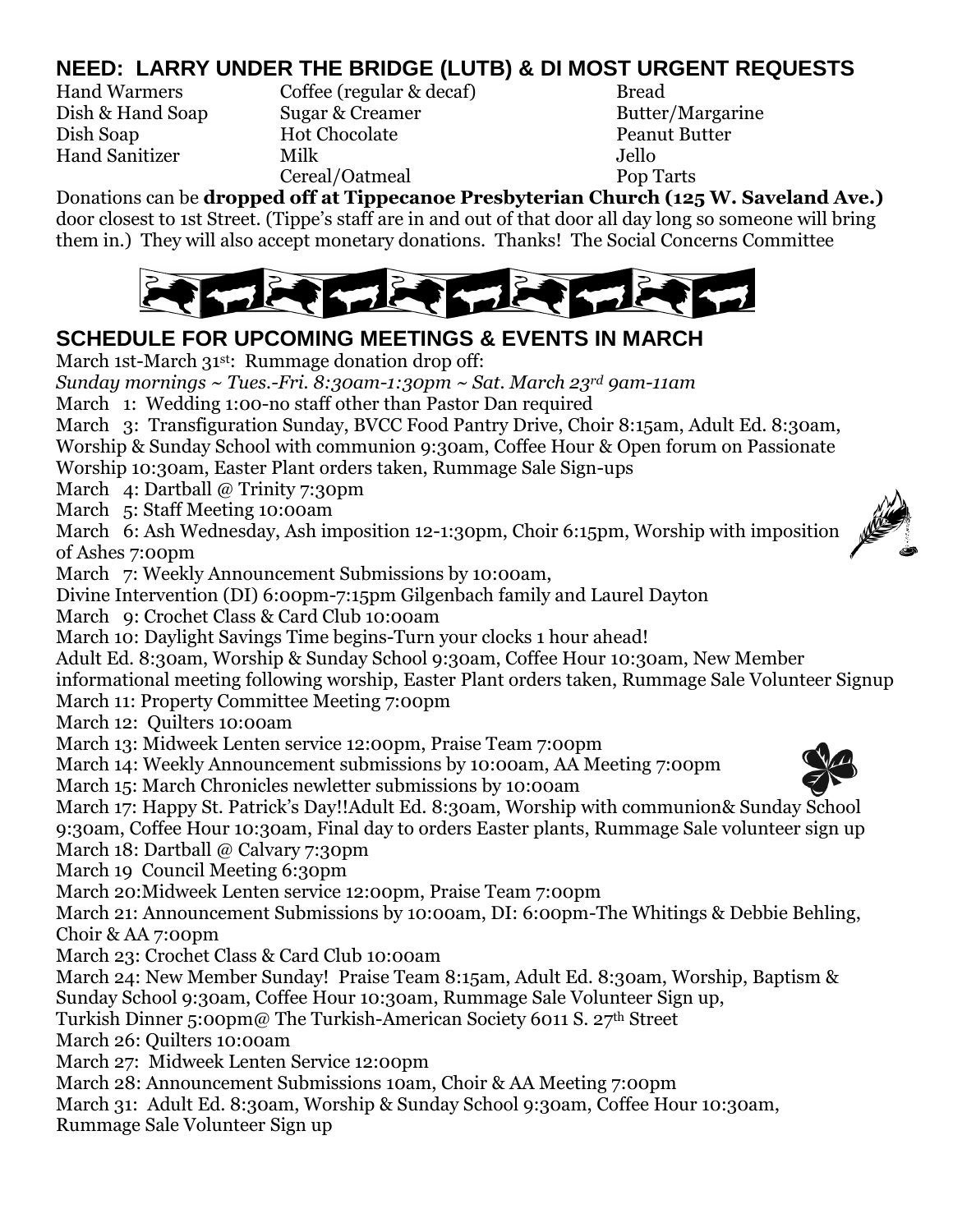## NEED: LARRY UNDER THE BRIDGE (LUTB) & DI MOST URGENT REQUESTS

Hand Warmers
Dish & Hand Soap
Dish Soap
Hand Sanitizer

Coffee (regular & decaf)
Sugar & Creamer
Hot Chocolate
Milk
Cereal/Oatmeal

Bread
Butter/Margarine
Peanut Butter
Jello
Pop Tarts

Donations can be **dropped off at Tippecanoe Presbyterian Church (125 W. Saveland Ave.)** door closest to 1st Street. (Tippe's staff are in and out of that door all day long so someone will bring them in.) They will also accept monetary donations. Thanks! The Social Concerns Committee

## SCHEDULE FOR UPCOMING MEETINGS & EVENTS IN MARCH

March 1st-March 31st: Rummage donation drop off:
*Sunday mornings ~ Tues.-Fri. 8:30am-1:30pm ~ Sat. March 23rd 9am-11am*
March 1: Wedding 1:00-no staff other than Pastor Dan required
March 3: Transfiguration Sunday, BVCC Food Pantry Drive, Choir 8:15am, Adult Ed. 8:30am, Worship & Sunday School with communion 9:30am, Coffee Hour & Open forum on Passionate Worship 10:30am, Easter Plant orders taken, Rummage Sale Sign-ups
March 4: Dartball @ Trinity 7:30pm
March 5: Staff Meeting 10:00am
March 6: Ash Wednesday, Ash imposition 12-1:30pm, Choir 6:15pm, Worship with imposition of Ashes 7:00pm
March 7: Weekly Announcement Submissions by 10:00am,
Divine Intervention (DI) 6:00pm-7:15pm Gilgenbach family and Laurel Dayton
March 9: Crochet Class & Card Club 10:00am
March 10: Daylight Savings Time begins-Turn your clocks 1 hour ahead!
Adult Ed. 8:30am, Worship & Sunday School 9:30am, Coffee Hour 10:30am, New Member informational meeting following worship, Easter Plant orders taken, Rummage Sale Volunteer Signup
March 11: Property Committee Meeting 7:00pm
March 12: Quilters 10:00am
March 13: Midweek Lenten service 12:00pm, Praise Team 7:00pm
March 14: Weekly Announcement submissions by 10:00am, AA Meeting 7:00pm
March 15: March Chronicles newletter submissions by 10:00am
March 17: Happy St. Patrick's Day!!Adult Ed. 8:30am, Worship with communion& Sunday School 9:30am, Coffee Hour 10:30am, Final day to orders Easter plants, Rummage Sale volunteer sign up
March 18: Dartball @ Calvary 7:30pm
March 19 Council Meeting 6:30pm
March 20:Midweek Lenten service 12:00pm, Praise Team 7:00pm
March 21: Announcement Submissions by 10:00am, DI: 6:00pm-The Whitings & Debbie Behling, Choir & AA 7:00pm
March 23: Crochet Class & Card Club 10:00am
March 24: New Member Sunday! Praise Team 8:15am, Adult Ed. 8:30am, Worship, Baptism & Sunday School 9:30am, Coffee Hour 10:30am, Rummage Sale Volunteer Sign up,
Turkish Dinner 5:00pm@ The Turkish-American Society 6011 S. 27th Street
March 26: Quilters 10:00am
March 27: Midweek Lenten Service 12:00pm
March 28: Announcement Submissions 10am, Choir & AA Meeting 7:00pm
March 31: Adult Ed. 8:30am, Worship & Sunday School 9:30am, Coffee Hour 10:30am, Rummage Sale Volunteer Sign up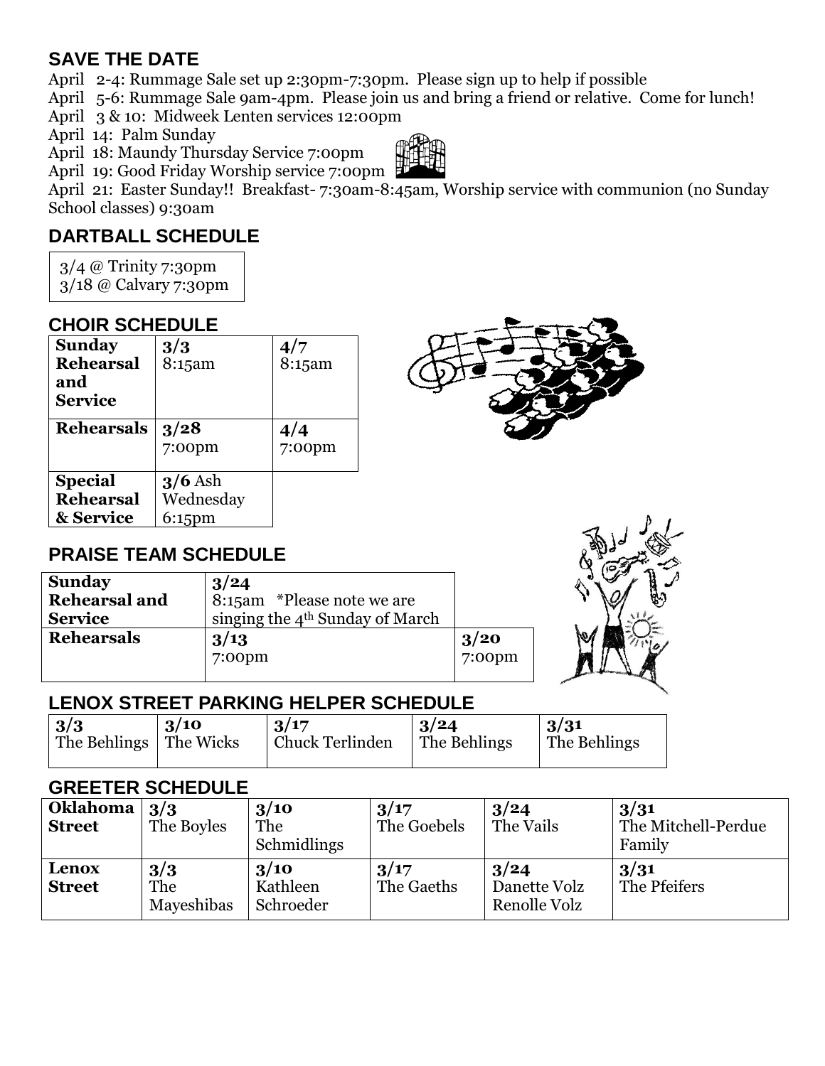## SAVE THE DATE

April 2-4: Rummage Sale set up 2:30pm-7:30pm. Please sign up to help if possible
April 5-6: Rummage Sale 9am-4pm. Please join us and bring a friend or relative. Come for lunch!
April 3 & 10: Midweek Lenten services 12:00pm
April 14: Palm Sunday
April 18: Maundy Thursday Service 7:00pm
April 19: Good Friday Worship service 7:00pm
April 21: Easter Sunday!! Breakfast- 7:30am-8:45am, Worship service with communion (no Sunday School classes) 9:30am

## DARTBALL SCHEDULE

3/4 @ Trinity 7:30pm
3/18 @ Calvary 7:30pm

## CHOIR SCHEDULE

| | | |
|---|---|---|
| **Sunday Rehearsal and Service** | **3/3** 8:15am | **4/7** 8:15am |
| **Rehearsals** | **3/28** 7:00pm | **4/4** 7:00pm |
| **Special Rehearsal & Service** | **3/6** Ash Wednesday 6:15pm | |

## PRAISE TEAM SCHEDULE

| | | |
|---|---|---|
| **Sunday Rehearsal and Service** | **3/24** 8:15am *Please note we are singing the 4th Sunday of March | |
| **Rehearsals** | **3/13** 7:00pm | **3/20** 7:00pm |

## LENOX STREET PARKING HELPER SCHEDULE

| **3/3** | **3/10** | **3/17** | **3/24** | **3/31** |
|---|---|---|---|---|
| The Behlings | The Wicks | Chuck Terlinden | The Behlings | The Behlings |

## GREETER SCHEDULE

| | | | | | |
|---|---|---|---|---|---|
| **Oklahoma Street** | **3/3** The Boyles | **3/10** The Schmidlings | **3/17** The Goebels | **3/24** The Vails | **3/31** The Mitchell-Perdue Family |
| **Lenox Street** | **3/3** The Mayeshibas | **3/10** Kathleen Schroeder | **3/17** The Gaeths | **3/24** Danette Volz Renolle Volz | **3/31** The Pfeifers |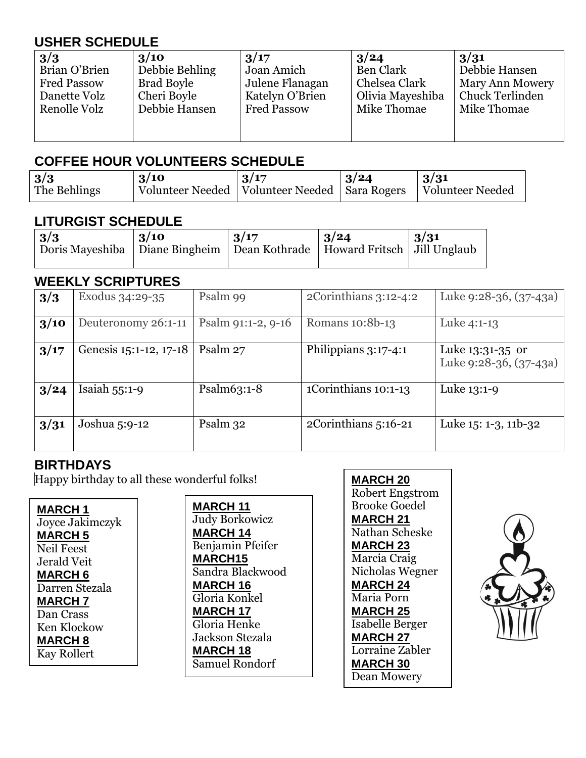## USHER SCHEDULE

| 3/3 | 3/10 | 3/17 | 3/24 | 3/31 |
|---|---|---|---|---|
| Brian O'Brien | Debbie Behling | Joan Amich | Ben Clark | Debbie Hansen |
| Fred Passow | Brad Boyle | Julene Flanagan | Chelsea Clark | Mary Ann Mowery |
| Danette Volz | Cheri Boyle | Katelyn O'Brien | Olivia Mayeshiba | Chuck Terlinden |
| Renolle Volz | Debbie Hansen | Fred Passow | Mike Thomae | Mike Thomae |

## COFFEE HOUR VOLUNTEERS SCHEDULE

| 3/3 | 3/10 | 3/17 | 3/24 | 3/31 |
|---|---|---|---|---|
| The Behlings | Volunteer Needed | Volunteer Needed | Sara Rogers | Volunteer Needed |

## LITURGIST SCHEDULE

| 3/3 | 3/10 | 3/17 | 3/24 | 3/31 |
|---|---|---|---|---|
| Doris Mayeshiba | Diane Bingheim | Dean Kothrade | Howard Fritsch | Jill Unglaub |

## WEEKLY SCRIPTURES

| | | | | |
|---|---|---|---|---|
| **3/3** | Exodus 34:29-35 | Psalm 99 | 2Corinthians 3:12-4:2 | Luke 9:28-36, (37-43a) |
| **3/10** | Deuteronomy 26:1-11 | Psalm 91:1-2, 9-16 | Romans 10:8b-13 | Luke 4:1-13 |
| **3/17** | Genesis 15:1-12, 17-18 | Psalm 27 | Philippians 3:17-4:1 | Luke 13:31-35 or Luke 9:28-36, (37-43a) |
| **3/24** | Isaiah 55:1-9 | Psalm63:1-8 | 1Corinthians 10:1-13 | Luke 13:1-9 |
| **3/31** | Joshua 5:9-12 | Psalm 32 | 2Corinthians 5:16-21 | Luke 15: 1-3, 11b-32 |

## BIRTHDAYS

Happy birthday to all these wonderful folks!

**MARCH 1**
Joyce Jakimczyk
**MARCH 5**
Neil Feest
Jerald Veit
**MARCH 6**
Darren Stezala
**MARCH 7**
Dan Crass
Ken Klockow
**MARCH 8**
Kay Rollert

**MARCH 11**
Judy Borkowicz
**MARCH 14**
Benjamin Pfeifer
**MARCH15**
Sandra Blackwood
**MARCH 16**
Gloria Konkel
**MARCH 17**
Gloria Henke
Jackson Stezala
**MARCH 18**
Samuel Rondorf

**MARCH 20**
Robert Engstrom
Brooke Goedel
**MARCH 21**
Nathan Scheske
**MARCH 23**
Marcia Craig
Nicholas Wegner
**MARCH 24**
Maria Porn
**MARCH 25**
Isabelle Berger
**MARCH 27**
Lorraine Zabler
**MARCH 30**
Dean Mowery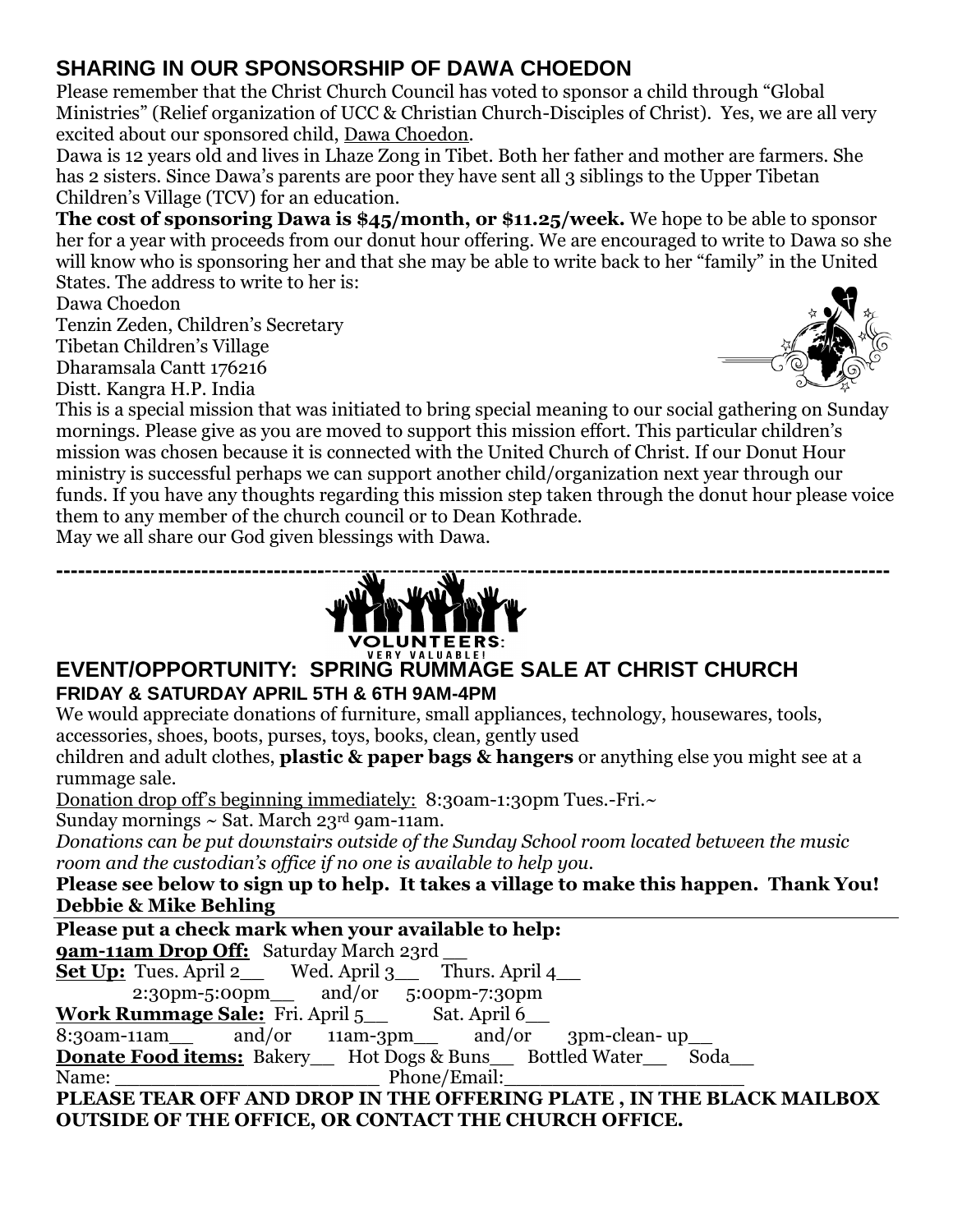## SHARING IN OUR SPONSORSHIP OF DAWA CHOEDON

Please remember that the Christ Church Council has voted to sponsor a child through "Global Ministries" (Relief organization of UCC & Christian Church-Disciples of Christ). Yes, we are all very excited about our sponsored child, Dawa Choedon.

Dawa is 12 years old and lives in Lhaze Zong in Tibet. Both her father and mother are farmers. She has 2 sisters. Since Dawa's parents are poor they have sent all 3 siblings to the Upper Tibetan Children's Village (TCV) for an education.

**The cost of sponsoring Dawa is $45/month, or $11.25/week.** We hope to be able to sponsor her for a year with proceeds from our donut hour offering. We are encouraged to write to Dawa so she will know who is sponsoring her and that she may be able to write back to her "family" in the United States. The address to write to her is:

Dawa Choedon
Tenzin Zeden, Children's Secretary
Tibetan Children's Village
Dharamsala Cantt 176216
Distt. Kangra H.P. India

This is a special mission that was initiated to bring special meaning to our social gathering on Sunday mornings. Please give as you are moved to support this mission effort. This particular children's mission was chosen because it is connected with the United Church of Christ. If our Donut Hour ministry is successful perhaps we can support another child/organization next year through our funds. If you have any thoughts regarding this mission step taken through the donut hour please voice them to any member of the church council or to Dean Kothrade.

May we all share our God given blessings with Dawa.

---

VOLUNTEERS: VERY VALUABLE!

## EVENT/OPPORTUNITY: SPRING RUMMAGE SALE AT CHRIST CHURCH

### FRIDAY & SATURDAY APRIL 5TH & 6TH 9AM-4PM

We would appreciate donations of furniture, small appliances, technology, housewares, tools, accessories, shoes, boots, purses, toys, books, clean, gently used children and adult clothes, **plastic & paper bags & hangers** or anything else you might see at a rummage sale.

Donation drop off's beginning immediately: 8:30am-1:30pm Tues.-Fri.~ Sunday mornings ~ Sat. March 23rd 9am-11am.

*Donations can be put downstairs outside of the Sunday School room located between the music room and the custodian's office if no one is available to help you.*

**Please see below to sign up to help. It takes a village to make this happen. Thank You! Debbie & Mike Behling**

---

**Please put a check mark when your available to help:**

**9am-11am Drop Off:** Saturday March 23rd __

**Set Up:** Tues. April 2__ Wed. April 3__ Thurs. April 4__
2:30pm-5:00pm__ and/or 5:00pm-7:30pm

**Work Rummage Sale:** Fri. April 5__ Sat. April 6__
8:30am-11am__ and/or 11am-3pm__ and/or 3pm-clean- up__

**Donate Food items:** Bakery__ Hot Dogs & Buns__ Bottled Water__ Soda__

Name: ______________________ Phone/Email:____________________

**PLEASE TEAR OFF AND DROP IN THE OFFERING PLATE , IN THE BLACK MAILBOX OUTSIDE OF THE OFFICE, OR CONTACT THE CHURCH OFFICE.**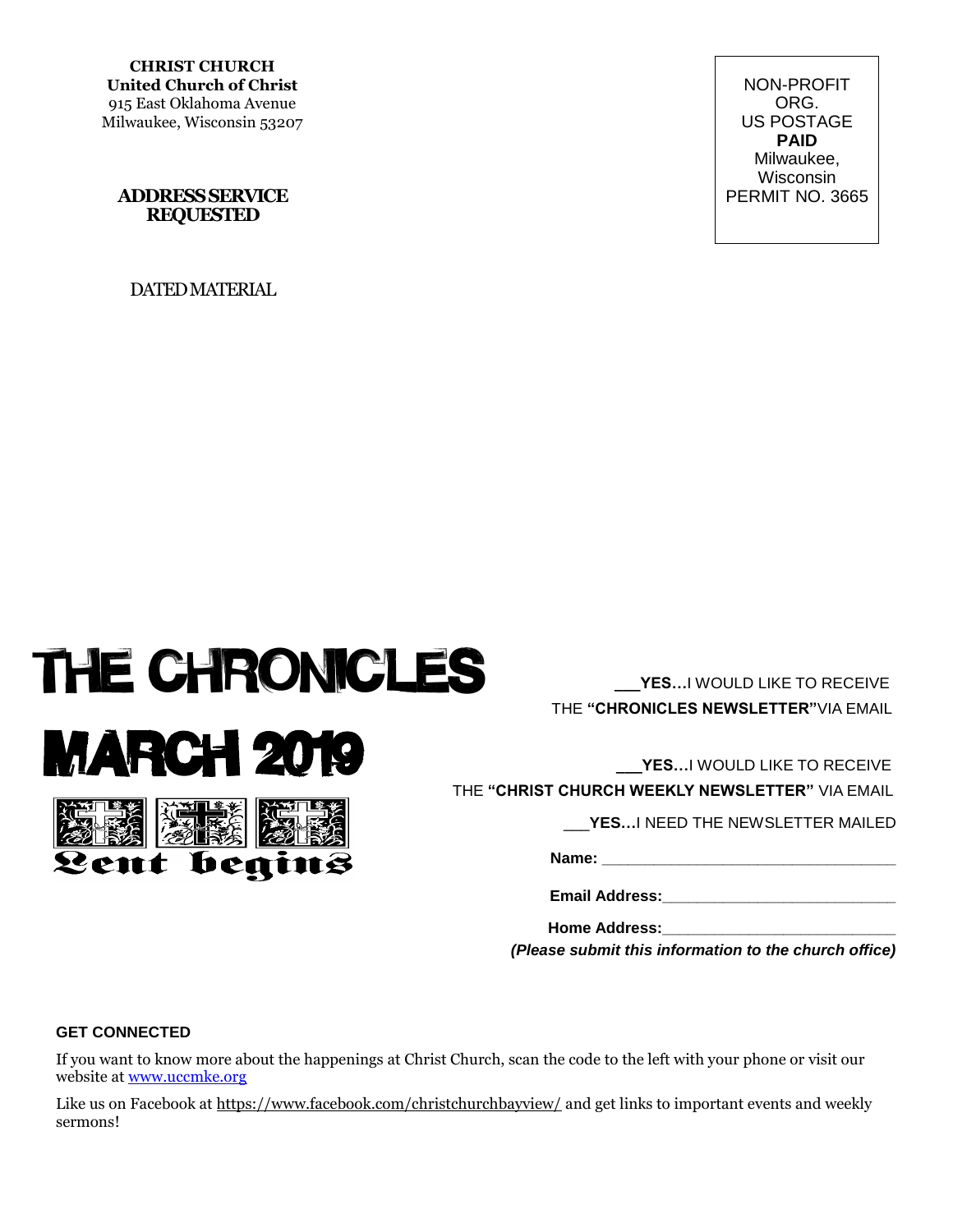**CHRIST CHURCH**
**United Church of Christ**
915 East Oklahoma Avenue
Milwaukee, Wisconsin 53207

**ADDRESS SERVICE REQUESTED**

DATED MATERIAL

NON-PROFIT ORG.
US POSTAGE
**PAID**
Milwaukee, Wisconsin
PERMIT NO. 3665

# THE CHRONICLES

# MARCH 2019

Lent begins

___**YES…**I WOULD LIKE TO RECEIVE THE **"CHRONICLES NEWSLETTER"** VIA EMAIL

___**YES…**I WOULD LIKE TO RECEIVE THE **"CHRIST CHURCH WEEKLY NEWSLETTER"** VIA EMAIL

___**YES…**I NEED THE NEWSLETTER MAILED

**Name:** ________________________________

**Email Address:**__________________________

**Home Address:**__________________________

***(Please submit this information to the church office)***

**GET CONNECTED**

If you want to know more about the happenings at Christ Church, scan the code to the left with your phone or visit our website at www.uccmke.org

Like us on Facebook at https://www.facebook.com/christchurchbayview/ and get links to important events and weekly sermons!